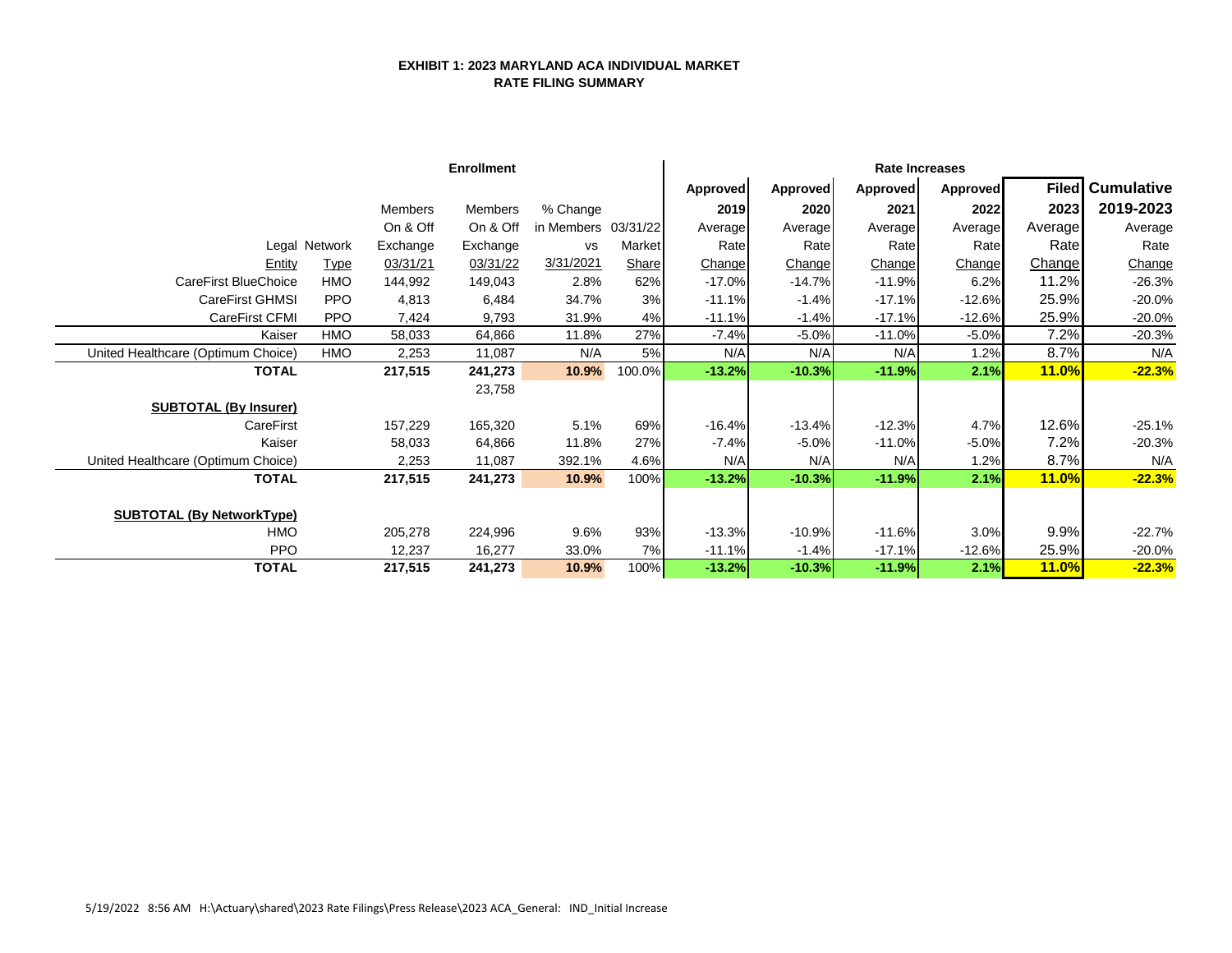**EXHIBIT 1: 2023 MARYLAND ACA INDIVIDUAL MARKET**
**RATE FILING SUMMARY**

| | | Enrollment | | | | Rate Increases | | | | | |
|---|---|---|---|---|---|---|---|---|---|---|---|
| Legal Entity | Network Type | Members On & Off Exchange 03/31/21 | Members On & Off Exchange 03/31/22 | % Change in Members vs 3/31/2021 | 03/31/22 Market Share | Approved 2019 Average Rate Change | Approved 2020 Average Rate Change | Approved 2021 Average Rate Change | Approved 2022 Average Rate Change | Filed 2023 Average Rate Change | Cumulative 2019-2023 Average Rate Change |
| CareFirst BlueChoice | HMO | 144,992 | 149,043 | 2.8% | 62% | -17.0% | -14.7% | -11.9% | 6.2% | 11.2% | -26.3% |
| CareFirst GHMSI | PPO | 4,813 | 6,484 | 34.7% | 3% | -11.1% | -1.4% | -17.1% | -12.6% | 25.9% | -20.0% |
| CareFirst CFMI | PPO | 7,424 | 9,793 | 31.9% | 4% | -11.1% | -1.4% | -17.1% | -12.6% | 25.9% | -20.0% |
| Kaiser | HMO | 58,033 | 64,866 | 11.8% | 27% | -7.4% | -5.0% | -11.0% | -5.0% | 7.2% | -20.3% |
| United Healthcare (Optimum Choice) | HMO | 2,253 | 11,087 | N/A | 5% | N/A | N/A | N/A | 1.2% | 8.7% | N/A |
| **TOTAL** | | **217,515** | **241,273** | **10.9%** | 100.0% | **-13.2%** | **-10.3%** | **-11.9%** | **2.1%** | **11.0%** | **-22.3%** |
| | | | 23,758 | | | | | | | | |
| **SUBTOTAL (By Insurer)** | | | | | | | | | | | |
| CareFirst | | 157,229 | 165,320 | 5.1% | 69% | -16.4% | -13.4% | -12.3% | 4.7% | 12.6% | -25.1% |
| Kaiser | | 58,033 | 64,866 | 11.8% | 27% | -7.4% | -5.0% | -11.0% | -5.0% | 7.2% | -20.3% |
| United Healthcare (Optimum Choice) | | 2,253 | 11,087 | 392.1% | 4.6% | N/A | N/A | N/A | 1.2% | 8.7% | N/A |
| **TOTAL** | | **217,515** | **241,273** | **10.9%** | 100% | **-13.2%** | **-10.3%** | **-11.9%** | **2.1%** | **11.0%** | **-22.3%** |
| **SUBTOTAL (By NetworkType)** | | | | | | | | | | | |
| HMO | | 205,278 | 224,996 | 9.6% | 93% | -13.3% | -10.9% | -11.6% | 3.0% | 9.9% | -22.7% |
| PPO | | 12,237 | 16,277 | 33.0% | 7% | -11.1% | -1.4% | -17.1% | -12.6% | 25.9% | -20.0% |
| **TOTAL** | | **217,515** | **241,273** | **10.9%** | 100% | **-13.2%** | **-10.3%** | **-11.9%** | **2.1%** | **11.0%** | **-22.3%** |

5/19/2022 8:56 AM H:\Actuary\shared\2023 Rate Filings\Press Release\2023 ACA_General: IND_Initial Increase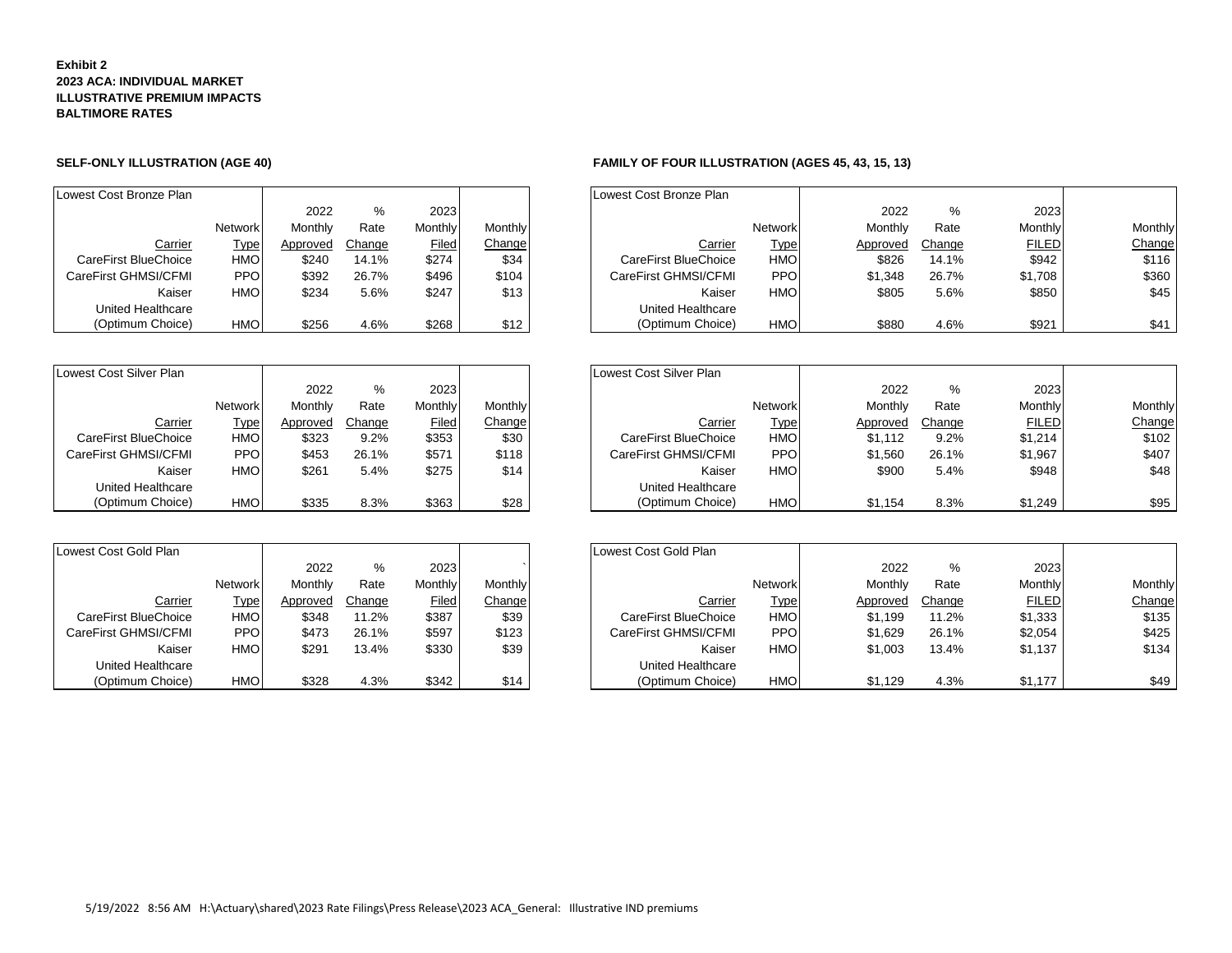**Exhibit 2**
**2023 ACA: INDIVIDUAL MARKET**
**ILLUSTRATIVE PREMIUM IMPACTS**
**BALTIMORE RATES**

### SELF-ONLY ILLUSTRATION (AGE 40)

| Lowest Cost Bronze Plan | | | | | |
|---|---|---|---|---|---|
| | | 2022 | % | 2023 | |
| | Network | Monthly | Rate | Monthly | Monthly |
| Carrier | Type | Approved | Change | Filed | Change |
| CareFirst BlueChoice | HMO | $240 | 14.1% | $274 | $34 |
| CareFirst GHMSI/CFMI | PPO | $392 | 26.7% | $496 | $104 |
| Kaiser | HMO | $234 | 5.6% | $247 | $13 |
| United Healthcare (Optimum Choice) | HMO | $256 | 4.6% | $268 | $12 |

| Lowest Cost Silver Plan | | | | | |
|---|---|---|---|---|---|
| | | 2022 | % | 2023 | |
| | Network | Monthly | Rate | Monthly | Monthly |
| Carrier | Type | Approved | Change | Filed | Change |
| CareFirst BlueChoice | HMO | $323 | 9.2% | $353 | $30 |
| CareFirst GHMSI/CFMI | PPO | $453 | 26.1% | $571 | $118 |
| Kaiser | HMO | $261 | 5.4% | $275 | $14 |
| United Healthcare (Optimum Choice) | HMO | $335 | 8.3% | $363 | $28 |

| Lowest Cost Gold Plan | | | | | |
|---|---|---|---|---|---|
| | | 2022 | % | 2023 | ` |
| | Network | Monthly | Rate | Monthly | Monthly |
| Carrier | Type | Approved | Change | Filed | Change |
| CareFirst BlueChoice | HMO | $348 | 11.2% | $387 | $39 |
| CareFirst GHMSI/CFMI | PPO | $473 | 26.1% | $597 | $123 |
| Kaiser | HMO | $291 | 13.4% | $330 | $39 |
| United Healthcare (Optimum Choice) | HMO | $328 | 4.3% | $342 | $14 |

### FAMILY OF FOUR ILLUSTRATION (AGES 45, 43, 15, 13)

| Lowest Cost Bronze Plan | | | | | |
|---|---|---|---|---|---|
| | | 2022 | % | 2023 | |
| | Network | Monthly | Rate | Monthly | Monthly |
| Carrier | Type | Approved | Change | FILED | Change |
| CareFirst BlueChoice | HMO | $826 | 14.1% | $942 | $116 |
| CareFirst GHMSI/CFMI | PPO | $1,348 | 26.7% | $1,708 | $360 |
| Kaiser | HMO | $805 | 5.6% | $850 | $45 |
| United Healthcare (Optimum Choice) | HMO | $880 | 4.6% | $921 | $41 |

| Lowest Cost Silver Plan | | | | | |
|---|---|---|---|---|---|
| | | 2022 | % | 2023 | |
| | Network | Monthly | Rate | Monthly | Monthly |
| Carrier | Type | Approved | Change | FILED | Change |
| CareFirst BlueChoice | HMO | $1,112 | 9.2% | $1,214 | $102 |
| CareFirst GHMSI/CFMI | PPO | $1,560 | 26.1% | $1,967 | $407 |
| Kaiser | HMO | $900 | 5.4% | $948 | $48 |
| United Healthcare (Optimum Choice) | HMO | $1,154 | 8.3% | $1,249 | $95 |

| Lowest Cost Gold Plan | | | | | |
|---|---|---|---|---|---|
| | | 2022 | % | 2023 | |
| | Network | Monthly | Rate | Monthly | Monthly |
| Carrier | Type | Approved | Change | FILED | Change |
| CareFirst BlueChoice | HMO | $1,199 | 11.2% | $1,333 | $135 |
| CareFirst GHMSI/CFMI | PPO | $1,629 | 26.1% | $2,054 | $425 |
| Kaiser | HMO | $1,003 | 13.4% | $1,137 | $134 |
| United Healthcare (Optimum Choice) | HMO | $1,129 | 4.3% | $1,177 | $49 |

5/19/2022 8:56 AM H:\Actuary\shared\2023 Rate Filings\Press Release\2023 ACA_General: Illustrative IND premiums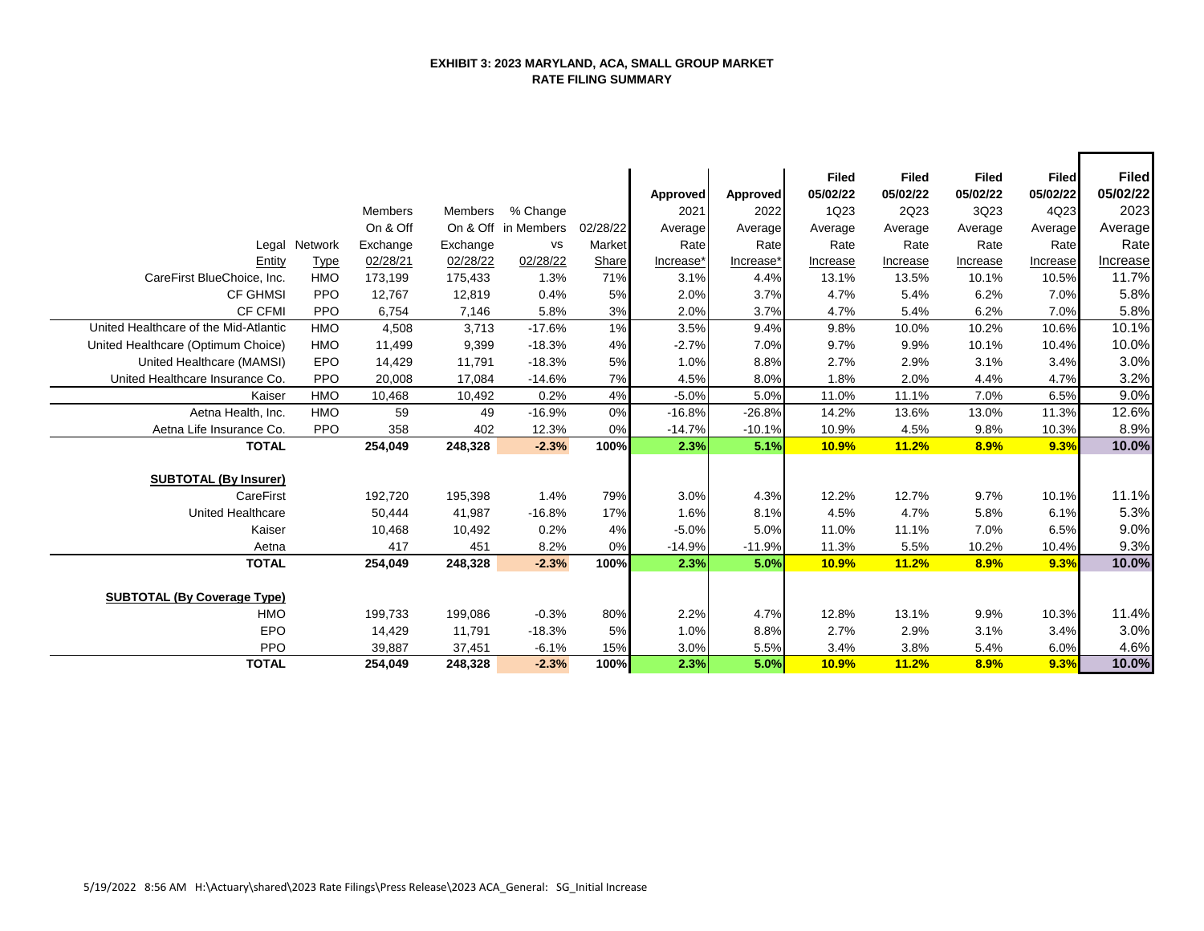**EXHIBIT 3: 2023 MARYLAND, ACA, SMALL GROUP MARKET**
**RATE FILING SUMMARY**

| Legal Entity | Network Type | Members On & Off Exchange 02/28/21 | Members On & Off Exchange 02/28/22 | % Change in Members vs 02/28/22 | 02/28/22 Market Share | Approved 2021 Average Rate Increase* | Approved 2022 Average Rate Increase* | Filed 05/02/22 1Q23 Average Rate Increase | Filed 05/02/22 2Q23 Average Rate Increase | Filed 05/02/22 3Q23 Average Rate Increase | Filed 05/02/22 4Q23 Average Rate Increase | Filed 05/02/22 2023 Average Rate Increase |
|---|---|---|---|---|---|---|---|---|---|---|---|---|
| CareFirst BlueChoice, Inc. | HMO | 173,199 | 175,433 | 1.3% | 71% | 3.1% | 4.4% | 13.1% | 13.5% | 10.1% | 10.5% | 11.7% |
| CF GHMSI | PPO | 12,767 | 12,819 | 0.4% | 5% | 2.0% | 3.7% | 4.7% | 5.4% | 6.2% | 7.0% | 5.8% |
| CF CFMI | PPO | 6,754 | 7,146 | 5.8% | 3% | 2.0% | 3.7% | 4.7% | 5.4% | 6.2% | 7.0% | 5.8% |
| United Healthcare of the Mid-Atlantic | HMO | 4,508 | 3,713 | -17.6% | 1% | 3.5% | 9.4% | 9.8% | 10.0% | 10.2% | 10.6% | 10.1% |
| United Healthcare (Optimum Choice) | HMO | 11,499 | 9,399 | -18.3% | 4% | -2.7% | 7.0% | 9.7% | 9.9% | 10.1% | 10.4% | 10.0% |
| United Healthcare (MAMSI) | EPO | 14,429 | 11,791 | -18.3% | 5% | 1.0% | 8.8% | 2.7% | 2.9% | 3.1% | 3.4% | 3.0% |
| United Healthcare Insurance Co. | PPO | 20,008 | 17,084 | -14.6% | 7% | 4.5% | 8.0% | 1.8% | 2.0% | 4.4% | 4.7% | 3.2% |
| Kaiser | HMO | 10,468 | 10,492 | 0.2% | 4% | -5.0% | 5.0% | 11.0% | 11.1% | 7.0% | 6.5% | 9.0% |
| Aetna Health, Inc. | HMO | 59 | 49 | -16.9% | 0% | -16.8% | -26.8% | 14.2% | 13.6% | 13.0% | 11.3% | 12.6% |
| Aetna Life Insurance Co. | PPO | 358 | 402 | 12.3% | 0% | -14.7% | -10.1% | 10.9% | 4.5% | 9.8% | 10.3% | 8.9% |
| **TOTAL** | | **254,049** | **248,328** | **-2.3%** | **100%** | **2.3%** | **5.1%** | **10.9%** | **11.2%** | **8.9%** | **9.3%** | **10.0%** |
| **SUBTOTAL (By Insurer)** | | | | | | | | | | | | |
| CareFirst | | 192,720 | 195,398 | 1.4% | 79% | 3.0% | 4.3% | 12.2% | 12.7% | 9.7% | 10.1% | 11.1% |
| United Healthcare | | 50,444 | 41,987 | -16.8% | 17% | 1.6% | 8.1% | 4.5% | 4.7% | 5.8% | 6.1% | 5.3% |
| Kaiser | | 10,468 | 10,492 | 0.2% | 4% | -5.0% | 5.0% | 11.0% | 11.1% | 7.0% | 6.5% | 9.0% |
| Aetna | | 417 | 451 | 8.2% | 0% | -14.9% | -11.9% | 11.3% | 5.5% | 10.2% | 10.4% | 9.3% |
| **TOTAL** | | **254,049** | **248,328** | **-2.3%** | **100%** | **2.3%** | **5.0%** | **10.9%** | **11.2%** | **8.9%** | **9.3%** | **10.0%** |
| **SUBTOTAL (By Coverage Type)** | | | | | | | | | | | | |
| HMO | | 199,733 | 199,086 | -0.3% | 80% | 2.2% | 4.7% | 12.8% | 13.1% | 9.9% | 10.3% | 11.4% |
| EPO | | 14,429 | 11,791 | -18.3% | 5% | 1.0% | 8.8% | 2.7% | 2.9% | 3.1% | 3.4% | 3.0% |
| PPO | | 39,887 | 37,451 | -6.1% | 15% | 3.0% | 5.5% | 3.4% | 3.8% | 5.4% | 6.0% | 4.6% |
| **TOTAL** | | **254,049** | **248,328** | **-2.3%** | **100%** | **2.3%** | **5.0%** | **10.9%** | **11.2%** | **8.9%** | **9.3%** | **10.0%** |

5/19/2022 8:56 AM H:\Actuary\shared\2023 Rate Filings\Press Release\2023 ACA_General: SG_Initial Increase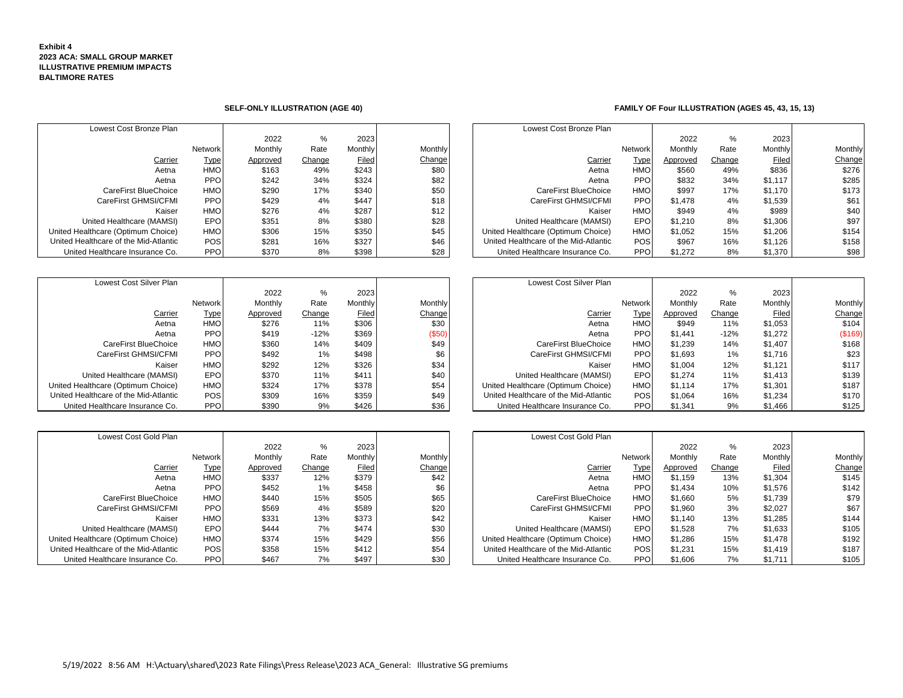**Exhibit 4**
**2023 ACA: SMALL GROUP MARKET**
**ILLUSTRATIVE PREMIUM IMPACTS**
**BALTIMORE RATES**

### SELF-ONLY ILLUSTRATION (AGE 40)

| Lowest Cost Bronze Plan | | | | | |
|---|---|---|---|---|---|
| | | 2022 | % | 2023 | |
| | Network | Monthly | Rate | Monthly | Monthly |
| Carrier | Type | Approved | Change | Filed | Change |
| Aetna | HMO | $163 | 49% | $243 | $80 |
| Aetna | PPO | $242 | 34% | $324 | $82 |
| CareFirst BlueChoice | HMO | $290 | 17% | $340 | $50 |
| CareFirst GHMSI/CFMI | PPO | $429 | 4% | $447 | $18 |
| Kaiser | HMO | $276 | 4% | $287 | $12 |
| United Healthcare (MAMSI) | EPO | $351 | 8% | $380 | $28 |
| United Healthcare (Optimum Choice) | HMO | $306 | 15% | $350 | $45 |
| United Healthcare of the Mid-Atlantic | POS | $281 | 16% | $327 | $46 |
| United Healthcare Insurance Co. | PPO | $370 | 8% | $398 | $28 |

| Lowest Cost Silver Plan | | | | | |
|---|---|---|---|---|---|
| | | 2022 | % | 2023 | |
| | Network | Monthly | Rate | Monthly | Monthly |
| Carrier | Type | Approved | Change | Filed | Change |
| Aetna | HMO | $276 | 11% | $306 | $30 |
| Aetna | PPO | $419 | -12% | $369 | ($50) |
| CareFirst BlueChoice | HMO | $360 | 14% | $409 | $49 |
| CareFirst GHMSI/CFMI | PPO | $492 | 1% | $498 | $6 |
| Kaiser | HMO | $292 | 12% | $326 | $34 |
| United Healthcare (MAMSI) | EPO | $370 | 11% | $411 | $40 |
| United Healthcare (Optimum Choice) | HMO | $324 | 17% | $378 | $54 |
| United Healthcare of the Mid-Atlantic | POS | $309 | 16% | $359 | $49 |
| United Healthcare Insurance Co. | PPO | $390 | 9% | $426 | $36 |

| Lowest Cost Gold Plan | | | | | |
|---|---|---|---|---|---|
| | | 2022 | % | 2023 | |
| | Network | Monthly | Rate | Monthly | Monthly |
| Carrier | Type | Approved | Change | Filed | Change |
| Aetna | HMO | $337 | 12% | $379 | $42 |
| Aetna | PPO | $452 | 1% | $458 | $6 |
| CareFirst BlueChoice | HMO | $440 | 15% | $505 | $65 |
| CareFirst GHMSI/CFMI | PPO | $569 | 4% | $589 | $20 |
| Kaiser | HMO | $331 | 13% | $373 | $42 |
| United Healthcare (MAMSI) | EPO | $444 | 7% | $474 | $30 |
| United Healthcare (Optimum Choice) | HMO | $374 | 15% | $429 | $56 |
| United Healthcare of the Mid-Atlantic | POS | $358 | 15% | $412 | $54 |
| United Healthcare Insurance Co. | PPO | $467 | 7% | $497 | $30 |

### FAMILY OF Four ILLUSTRATION (AGES 45, 43, 15, 13)

| Lowest Cost Bronze Plan | | | | | |
|---|---|---|---|---|---|
| | | 2022 | % | 2023 | |
| | Network | Monthly | Rate | Monthly | Monthly |
| Carrier | Type | Approved | Change | Filed | Change |
| Aetna | HMO | $560 | 49% | $836 | $276 |
| Aetna | PPO | $832 | 34% | $1,117 | $285 |
| CareFirst BlueChoice | HMO | $997 | 17% | $1,170 | $173 |
| CareFirst GHMSI/CFMI | PPO | $1,478 | 4% | $1,539 | $61 |
| Kaiser | HMO | $949 | 4% | $989 | $40 |
| United Healthcare (MAMSI) | EPO | $1,210 | 8% | $1,306 | $97 |
| United Healthcare (Optimum Choice) | HMO | $1,052 | 15% | $1,206 | $154 |
| United Healthcare of the Mid-Atlantic | POS | $967 | 16% | $1,126 | $158 |
| United Healthcare Insurance Co. | PPO | $1,272 | 8% | $1,370 | $98 |

| Lowest Cost Silver Plan | | | | | |
|---|---|---|---|---|---|
| | | 2022 | % | 2023 | |
| | Network | Monthly | Rate | Monthly | Monthly |
| Carrier | Type | Approved | Change | Filed | Change |
| Aetna | HMO | $949 | 11% | $1,053 | $104 |
| Aetna | PPO | $1,441 | -12% | $1,272 | ($169) |
| CareFirst BlueChoice | HMO | $1,239 | 14% | $1,407 | $168 |
| CareFirst GHMSI/CFMI | PPO | $1,693 | 1% | $1,716 | $23 |
| Kaiser | HMO | $1,004 | 12% | $1,121 | $117 |
| United Healthcare (MAMSI) | EPO | $1,274 | 11% | $1,413 | $139 |
| United Healthcare (Optimum Choice) | HMO | $1,114 | 17% | $1,301 | $187 |
| United Healthcare of the Mid-Atlantic | POS | $1,064 | 16% | $1,234 | $170 |
| United Healthcare Insurance Co. | PPO | $1,341 | 9% | $1,466 | $125 |

| Lowest Cost Gold Plan | | | | | |
|---|---|---|---|---|---|
| | | 2022 | % | 2023 | |
| | Network | Monthly | Rate | Monthly | Monthly |
| Carrier | Type | Approved | Change | Filed | Change |
| Aetna | HMO | $1,159 | 13% | $1,304 | $145 |
| Aetna | PPO | $1,434 | 10% | $1,576 | $142 |
| CareFirst BlueChoice | HMO | $1,660 | 5% | $1,739 | $79 |
| CareFirst GHMSI/CFMI | PPO | $1,960 | 3% | $2,027 | $67 |
| Kaiser | HMO | $1,140 | 13% | $1,285 | $144 |
| United Healthcare (MAMSI) | EPO | $1,528 | 7% | $1,633 | $105 |
| United Healthcare (Optimum Choice) | HMO | $1,286 | 15% | $1,478 | $192 |
| United Healthcare of the Mid-Atlantic | POS | $1,231 | 15% | $1,419 | $187 |
| United Healthcare Insurance Co. | PPO | $1,606 | 7% | $1,711 | $105 |

5/19/2022 8:56 AM H:\Actuary\shared\2023 Rate Filings\Press Release\2023 ACA_General: Illustrative SG premiums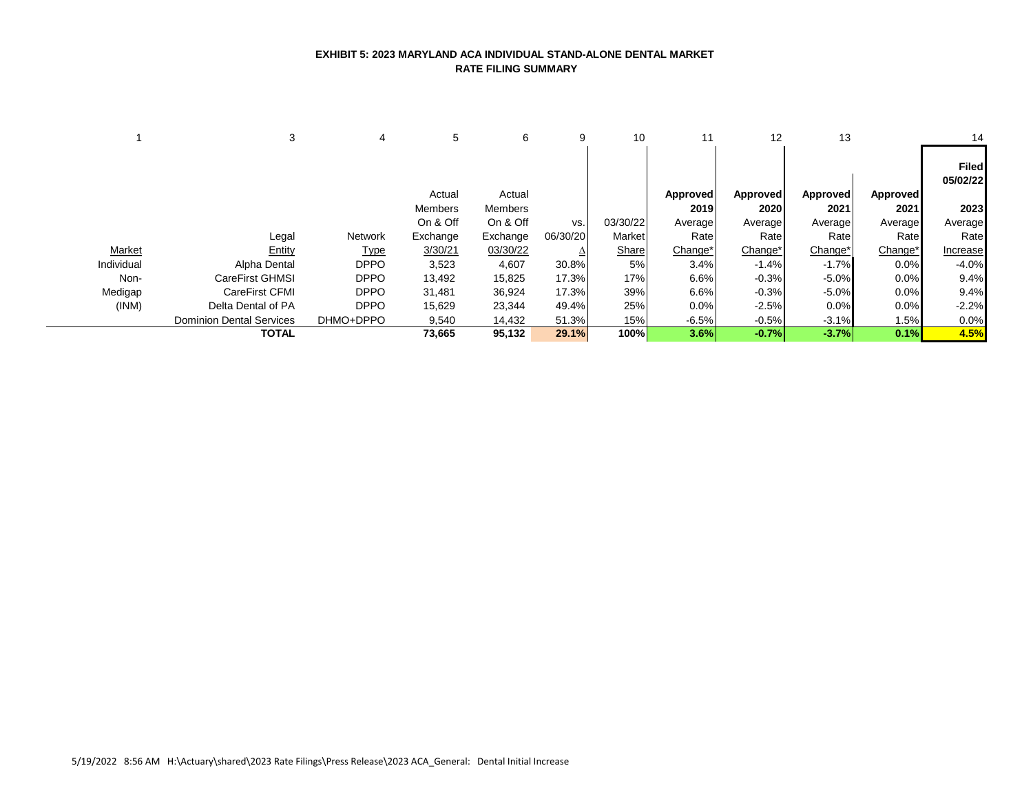### EXHIBIT 5: 2023 MARYLAND ACA INDIVIDUAL STAND-ALONE DENTAL MARKET
### RATE FILING SUMMARY

| 1 | 3 | 4 | 5 | 6 | 9 | 10 | 11 | 12 | 13 | | 14 |
|---|---|---|---|---|---|---|---|---|---|---|---|
| | | | | | | | | | | | **Filed 05/02/22** |
| Market | Legal Entity | Network Type | Actual Members On & Off Exchange 3/30/21 | Actual Members On & Off Exchange 03/30/22 | vs. 06/30/20 Δ | 03/30/22 Market Share | **Approved 2019** Average Rate Change* | **Approved 2020** Average Rate Change* | **Approved 2021** Average Rate Change* | **Approved 2021** Average Rate Change* | **2023** Average Rate Increase |
| Individual | Alpha Dental | DPPO | 3,523 | 4,607 | 30.8% | 5% | 3.4% | -1.4% | -1.7% | 0.0% | -4.0% |
| Non- | CareFirst GHMSI | DPPO | 13,492 | 15,825 | 17.3% | 17% | 6.6% | -0.3% | -5.0% | 0.0% | 9.4% |
| Medigap | CareFirst CFMI | DPPO | 31,481 | 36,924 | 17.3% | 39% | 6.6% | -0.3% | -5.0% | 0.0% | 9.4% |
| (INM) | Delta Dental of PA | DPPO | 15,629 | 23,344 | 49.4% | 25% | 0.0% | -2.5% | 0.0% | 0.0% | -2.2% |
| | Dominion Dental Services | DHMO+DPPO | 9,540 | 14,432 | 51.3% | 15% | -6.5% | -0.5% | -3.1% | 1.5% | 0.0% |
| | **TOTAL** | | **73,665** | **95,132** | **29.1%** | **100%** | **3.6%** | **-0.7%** | **-3.7%** | **0.1%** | **4.5%** |

5/19/2022 8:56 AM H:\Actuary\shared\2023 Rate Filings\Press Release\2023 ACA_General: Dental Initial Increase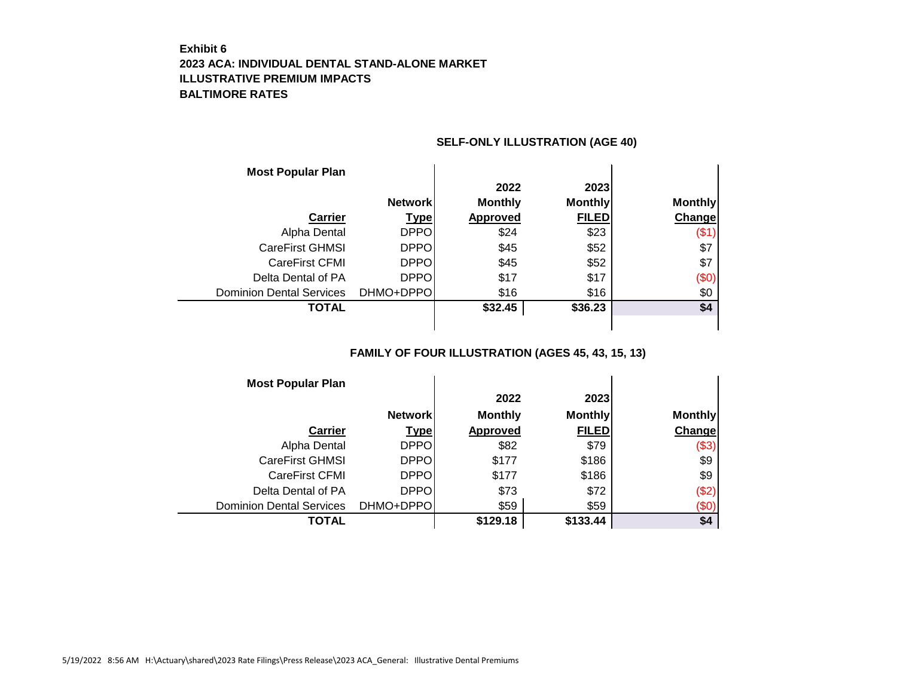**Exhibit 6**
**2023 ACA: INDIVIDUAL DENTAL STAND-ALONE MARKET**
**ILLUSTRATIVE PREMIUM IMPACTS**
**BALTIMORE RATES**

**SELF-ONLY ILLUSTRATION (AGE 40)**

| Most Popular Plan Carrier | Network Type | 2022 Monthly Approved | 2023 Monthly FILED | Monthly Change |
|---|---|---|---|---|
| Alpha Dental | DPPO | $24 | $23 | ($1) |
| CareFirst GHMSI | DPPO | $45 | $52 | $7 |
| CareFirst CFMI | DPPO | $45 | $52 | $7 |
| Delta Dental of PA | DPPO | $17 | $17 | ($0) |
| Dominion Dental Services | DHMO+DPPO | $16 | $16 | $0 |
| **TOTAL** | | **$32.45** | **$36.23** | **$4** |

**FAMILY OF FOUR ILLUSTRATION (AGES 45, 43, 15, 13)**

| Most Popular Plan Carrier | Network Type | 2022 Monthly Approved | 2023 Monthly FILED | Monthly Change |
|---|---|---|---|---|
| Alpha Dental | DPPO | $82 | $79 | ($3) |
| CareFirst GHMSI | DPPO | $177 | $186 | $9 |
| CareFirst CFMI | DPPO | $177 | $186 | $9 |
| Delta Dental of PA | DPPO | $73 | $72 | ($2) |
| Dominion Dental Services | DHMO+DPPO | $59 | $59 | ($0) |
| **TOTAL** | | **$129.18** | **$133.44** | **$4** |

5/19/2022 8:56 AM H:\Actuary\shared\2023 Rate Filings\Press Release\2023 ACA_General: Illustrative Dental Premiums